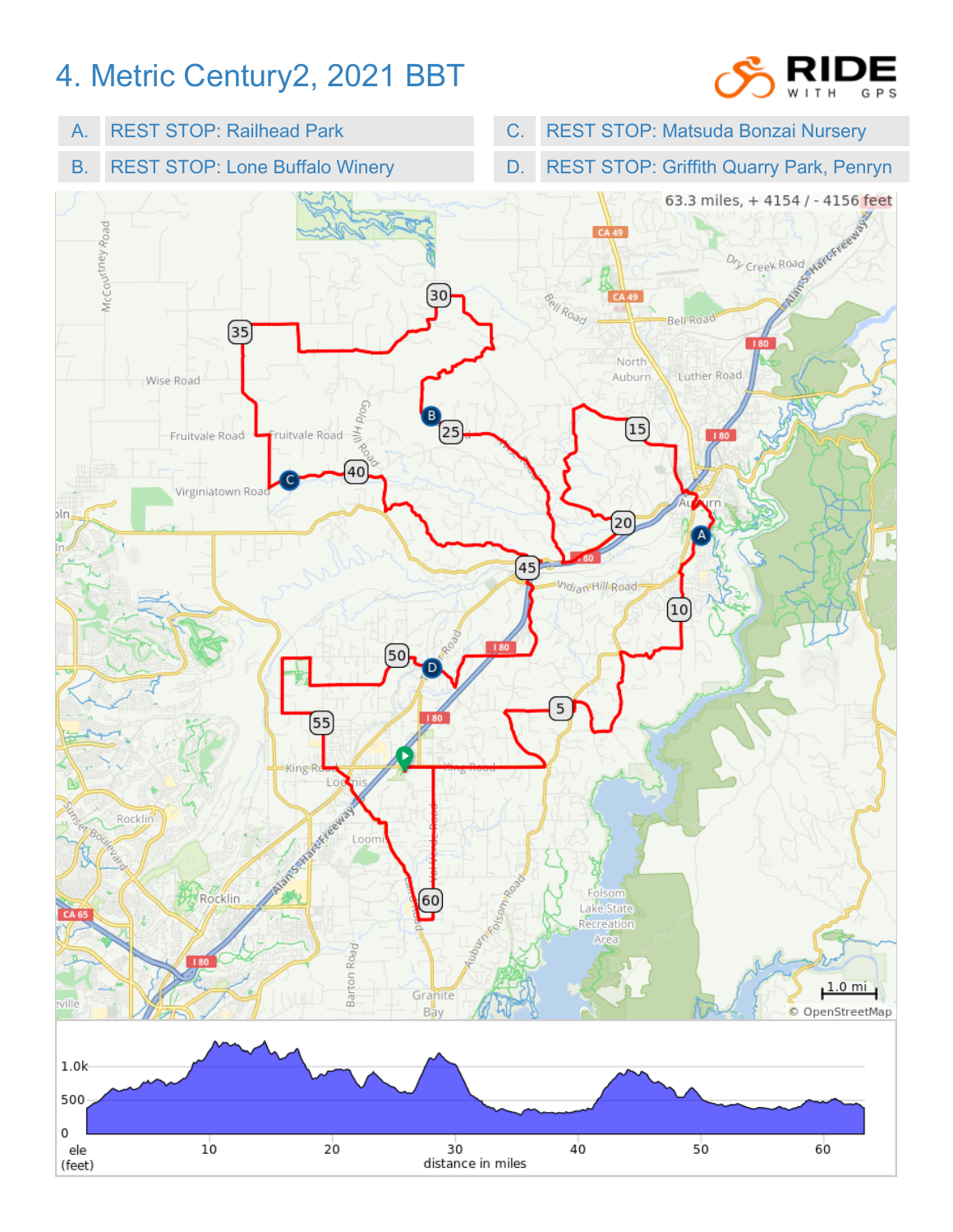# 4. Metric Century2, 2021 BBT

| | | | |
|---|---|---|---|
| A. | REST STOP: Railhead Park | C. | REST STOP: Matsuda Bonzai Nursery |
| B. | REST STOP: Lone Buffalo Winery | D. | REST STOP: Griffith Quarry Park, Penryn |

63.3 miles, + 4154 / - 4156 feet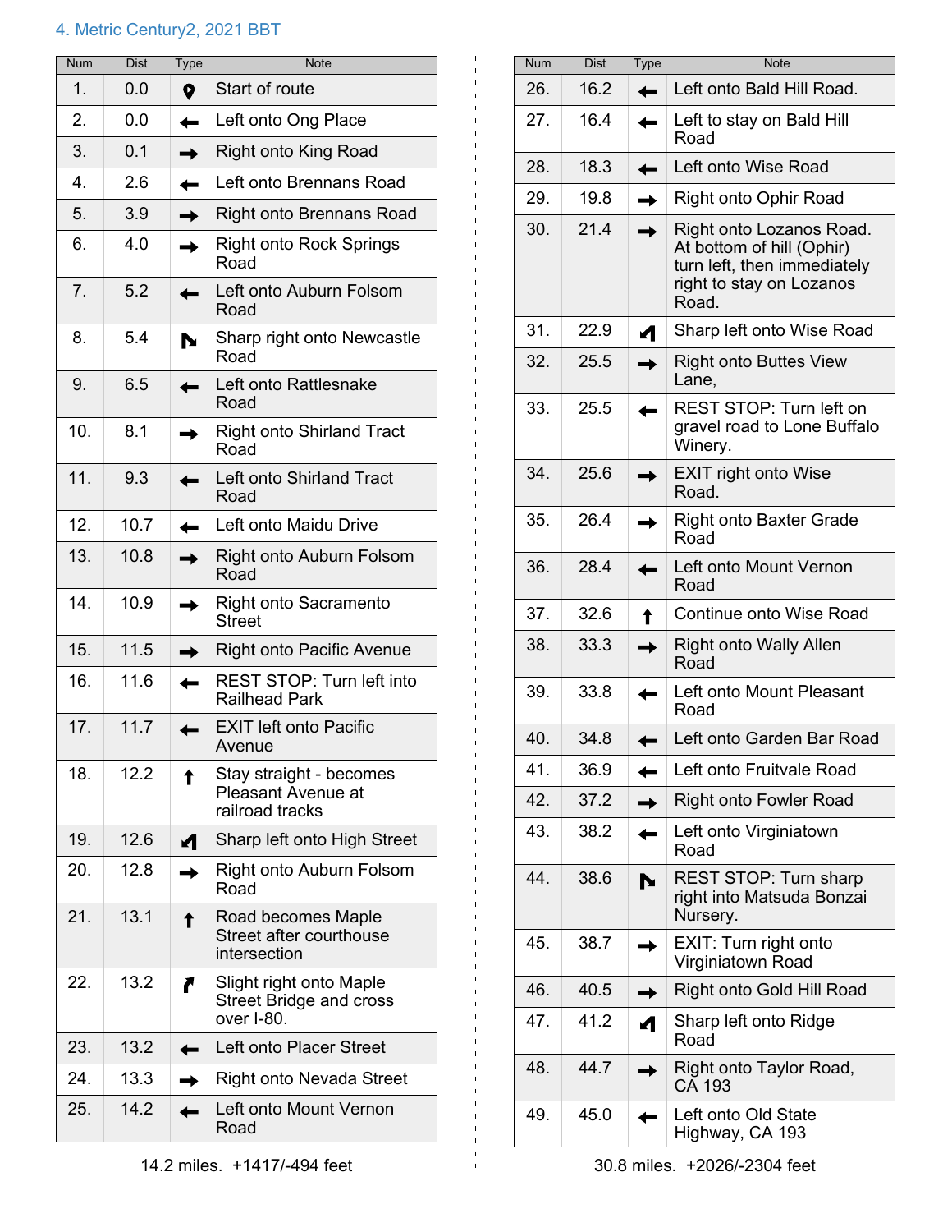### 4. Metric Century2, 2021 BBT

| Num | Dist | Type | Note |
|---|---|---|---|
| 1. | 0.0 | 📍 | Start of route |
| 2. | 0.0 | ← | Left onto Ong Place |
| 3. | 0.1 | → | Right onto King Road |
| 4. | 2.6 | ← | Left onto Brennans Road |
| 5. | 3.9 | → | Right onto Brennans Road |
| 6. | 4.0 | → | Right onto Rock Springs Road |
| 7. | 5.2 | ← | Left onto Auburn Folsom Road |
| 8. | 5.4 | ↘ | Sharp right onto Newcastle Road |
| 9. | 6.5 | ← | Left onto Rattlesnake Road |
| 10. | 8.1 | → | Right onto Shirland Tract Road |
| 11. | 9.3 | ← | Left onto Shirland Tract Road |
| 12. | 10.7 | ← | Left onto Maidu Drive |
| 13. | 10.8 | → | Right onto Auburn Folsom Road |
| 14. | 10.9 | → | Right onto Sacramento Street |
| 15. | 11.5 | → | Right onto Pacific Avenue |
| 16. | 11.6 | ← | REST STOP: Turn left into Railhead Park |
| 17. | 11.7 | ← | EXIT left onto Pacific Avenue |
| 18. | 12.2 | ↑ | Stay straight - becomes Pleasant Avenue at railroad tracks |
| 19. | 12.6 | ↙ | Sharp left onto High Street |
| 20. | 12.8 | → | Right onto Auburn Folsom Road |
| 21. | 13.1 | ↑ | Road becomes Maple Street after courthouse intersection |
| 22. | 13.2 | ↗ | Slight right onto Maple Street Bridge and cross over I-80. |
| 23. | 13.2 | ← | Left onto Placer Street |
| 24. | 13.3 | → | Right onto Nevada Street |
| 25. | 14.2 | ← | Left onto Mount Vernon Road |

14.2 miles. +1417/-494 feet

| Num | Dist | Type | Note |
|---|---|---|---|
| 26. | 16.2 | ← | Left onto Bald Hill Road. |
| 27. | 16.4 | ← | Left to stay on Bald Hill Road |
| 28. | 18.3 | ← | Left onto Wise Road |
| 29. | 19.8 | → | Right onto Ophir Road |
| 30. | 21.4 | → | Right onto Lozanos Road. At bottom of hill (Ophir) turn left, then immediately right to stay on Lozanos Road. |
| 31. | 22.9 | ↙ | Sharp left onto Wise Road |
| 32. | 25.5 | → | Right onto Buttes View Lane, |
| 33. | 25.5 | ← | REST STOP: Turn left on gravel road to Lone Buffalo Winery. |
| 34. | 25.6 | → | EXIT right onto Wise Road. |
| 35. | 26.4 | → | Right onto Baxter Grade Road |
| 36. | 28.4 | ← | Left onto Mount Vernon Road |
| 37. | 32.6 | ↑ | Continue onto Wise Road |
| 38. | 33.3 | → | Right onto Wally Allen Road |
| 39. | 33.8 | ← | Left onto Mount Pleasant Road |
| 40. | 34.8 | ← | Left onto Garden Bar Road |
| 41. | 36.9 | ← | Left onto Fruitvale Road |
| 42. | 37.2 | → | Right onto Fowler Road |
| 43. | 38.2 | ← | Left onto Virginiatown Road |
| 44. | 38.6 | ↘ | REST STOP: Turn sharp right into Matsuda Bonzai Nursery. |
| 45. | 38.7 | → | EXIT: Turn right onto Virginiatown Road |
| 46. | 40.5 | → | Right onto Gold Hill Road |
| 47. | 41.2 | ↙ | Sharp left onto Ridge Road |
| 48. | 44.7 | → | Right onto Taylor Road, CA 193 |
| 49. | 45.0 | ← | Left onto Old State Highway, CA 193 |

30.8 miles. +2026/-2304 feet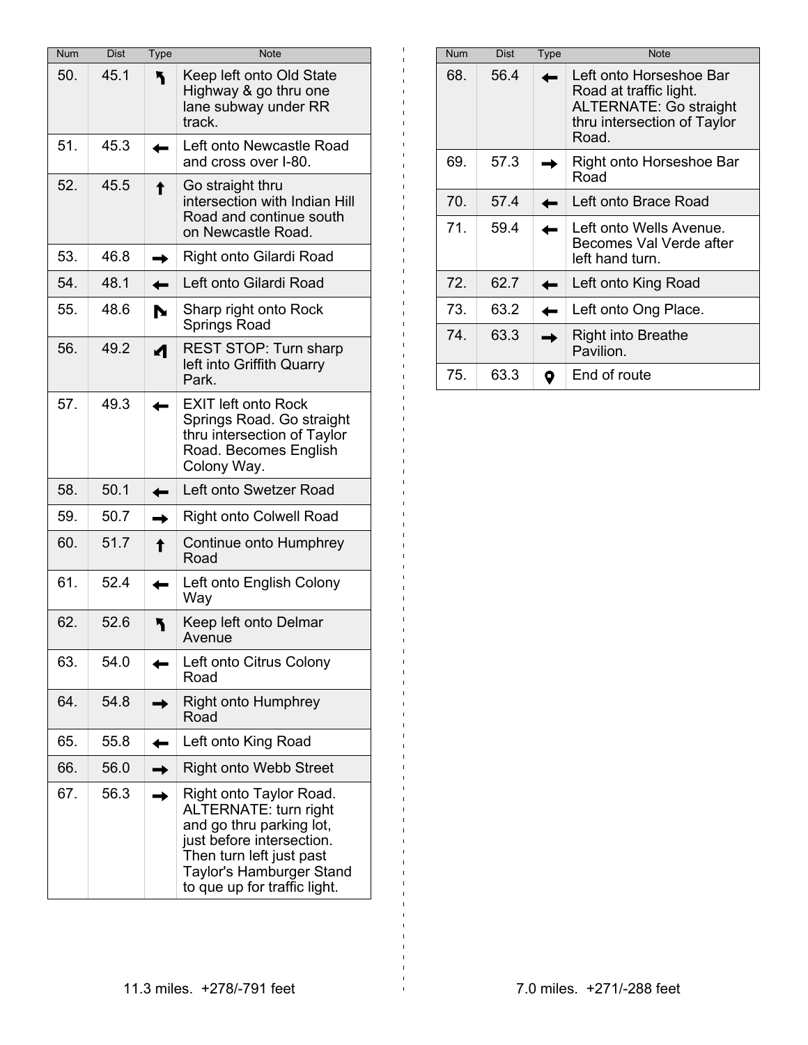| Num | Dist | Type | Note |
| --- | --- | --- | --- |
| 50. | 45.1 | ↰ | Keep left onto Old State Highway & go thru one lane subway under RR track. |
| 51. | 45.3 | ← | Left onto Newcastle Road and cross over I-80. |
| 52. | 45.5 | ↑ | Go straight thru intersection with Indian Hill Road and continue south on Newcastle Road. |
| 53. | 46.8 | → | Right onto Gilardi Road |
| 54. | 48.1 | ← | Left onto Gilardi Road |
| 55. | 48.6 | ↘ | Sharp right onto Rock Springs Road |
| 56. | 49.2 | ↙ | REST STOP: Turn sharp left into Griffith Quarry Park. |
| 57. | 49.3 | ← | EXIT left onto Rock Springs Road. Go straight thru intersection of Taylor Road. Becomes English Colony Way. |
| 58. | 50.1 | ← | Left onto Swetzer Road |
| 59. | 50.7 | → | Right onto Colwell Road |
| 60. | 51.7 | ↑ | Continue onto Humphrey Road |
| 61. | 52.4 | ← | Left onto English Colony Way |
| 62. | 52.6 | ↰ | Keep left onto Delmar Avenue |
| 63. | 54.0 | ← | Left onto Citrus Colony Road |
| 64. | 54.8 | → | Right onto Humphrey Road |
| 65. | 55.8 | ← | Left onto King Road |
| 66. | 56.0 | → | Right onto Webb Street |
| 67. | 56.3 | → | Right onto Taylor Road. ALTERNATE: turn right and go thru parking lot, just before intersection. Then turn left just past Taylor's Hamburger Stand to que up for traffic light. |

11.3 miles. +278/-791 feet

| Num | Dist | Type | Note |
| --- | --- | --- | --- |
| 68. | 56.4 | ← | Left onto Horseshoe Bar Road at traffic light. ALTERNATE: Go straight thru intersection of Taylor Road. |
| 69. | 57.3 | → | Right onto Horseshoe Bar Road |
| 70. | 57.4 | ← | Left onto Brace Road |
| 71. | 59.4 | ← | Left onto Wells Avenue. Becomes Val Verde after left hand turn. |
| 72. | 62.7 | ← | Left onto King Road |
| 73. | 63.2 | ← | Left onto Ong Place. |
| 74. | 63.3 | → | Right into Breathe Pavilion. |
| 75. | 63.3 | 📍 | End of route |

7.0 miles. +271/-288 feet